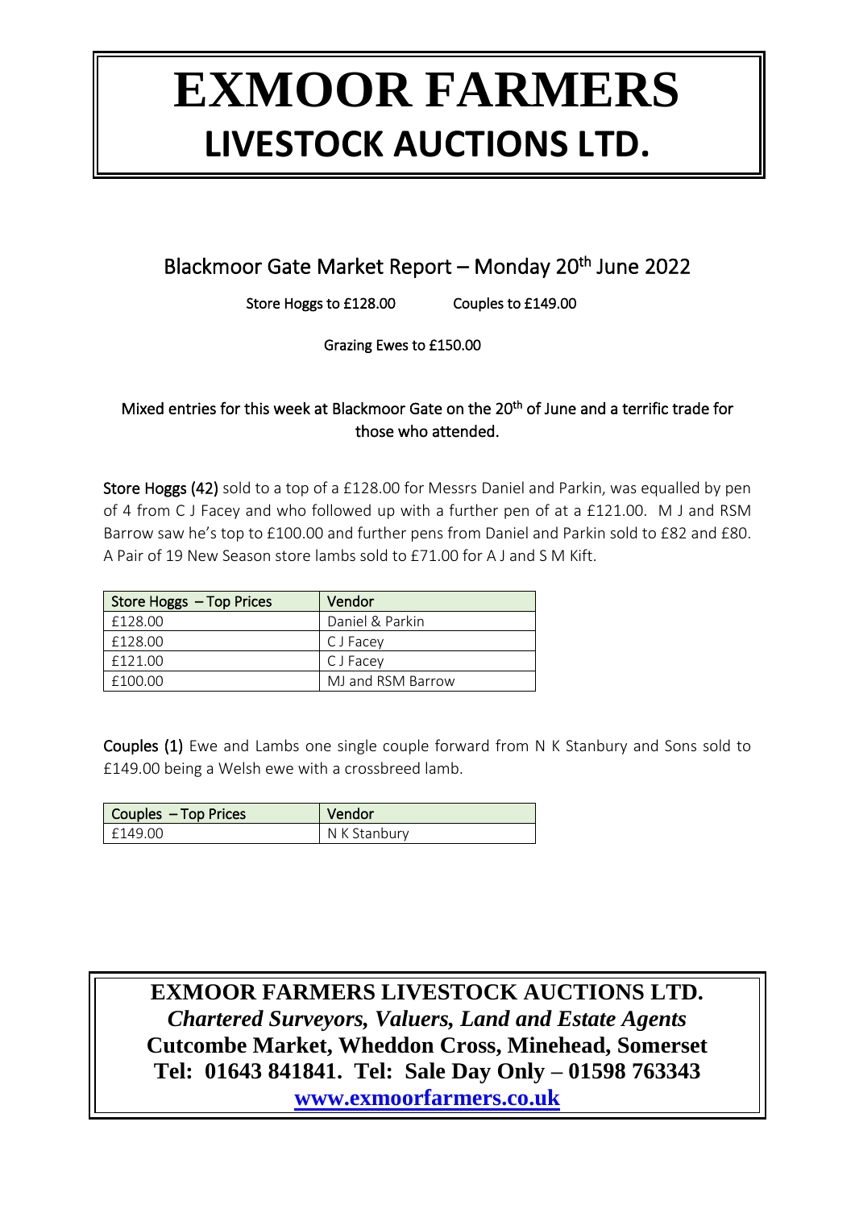# EXMOOR FARMERS
# LIVESTOCK AUCTIONS LTD.

## Blackmoor Gate Market Report – Monday 20th June 2022

Store Hoggs to £128.00 Couples to £149.00

Grazing Ewes to £150.00

**Mixed entries for this week at Blackmoor Gate on the 20th of June and a terrific trade for those who attended.**

**Store Hoggs (42)** sold to a top of a £128.00 for Messrs Daniel and Parkin, was equalled by pen of 4 from C J Facey and who followed up with a further pen of at a £121.00. M J and RSM Barrow saw he's top to £100.00 and further pens from Daniel and Parkin sold to £82 and £80. A Pair of 19 New Season store lambs sold to £71.00 for A J and S M Kift.

| Store Hoggs – Top Prices | Vendor |
|---|---|
| £128.00 | Daniel & Parkin |
| £128.00 | C J Facey |
| £121.00 | C J Facey |
| £100.00 | MJ and RSM Barrow |

**Couples (1)** Ewe and Lambs one single couple forward from N K Stanbury and Sons sold to £149.00 being a Welsh ewe with a crossbreed lamb.

| Couples – Top Prices | Vendor |
|---|---|
| £149.00 | N K Stanbury |

**EXMOOR FARMERS LIVESTOCK AUCTIONS LTD.**
***Chartered Surveyors, Valuers, Land and Estate Agents***
**Cutcombe Market, Wheddon Cross, Minehead, Somerset**
**Tel: 01643 841841. Tel: Sale Day Only – 01598 763343**
**www.exmoorfarmers.co.uk**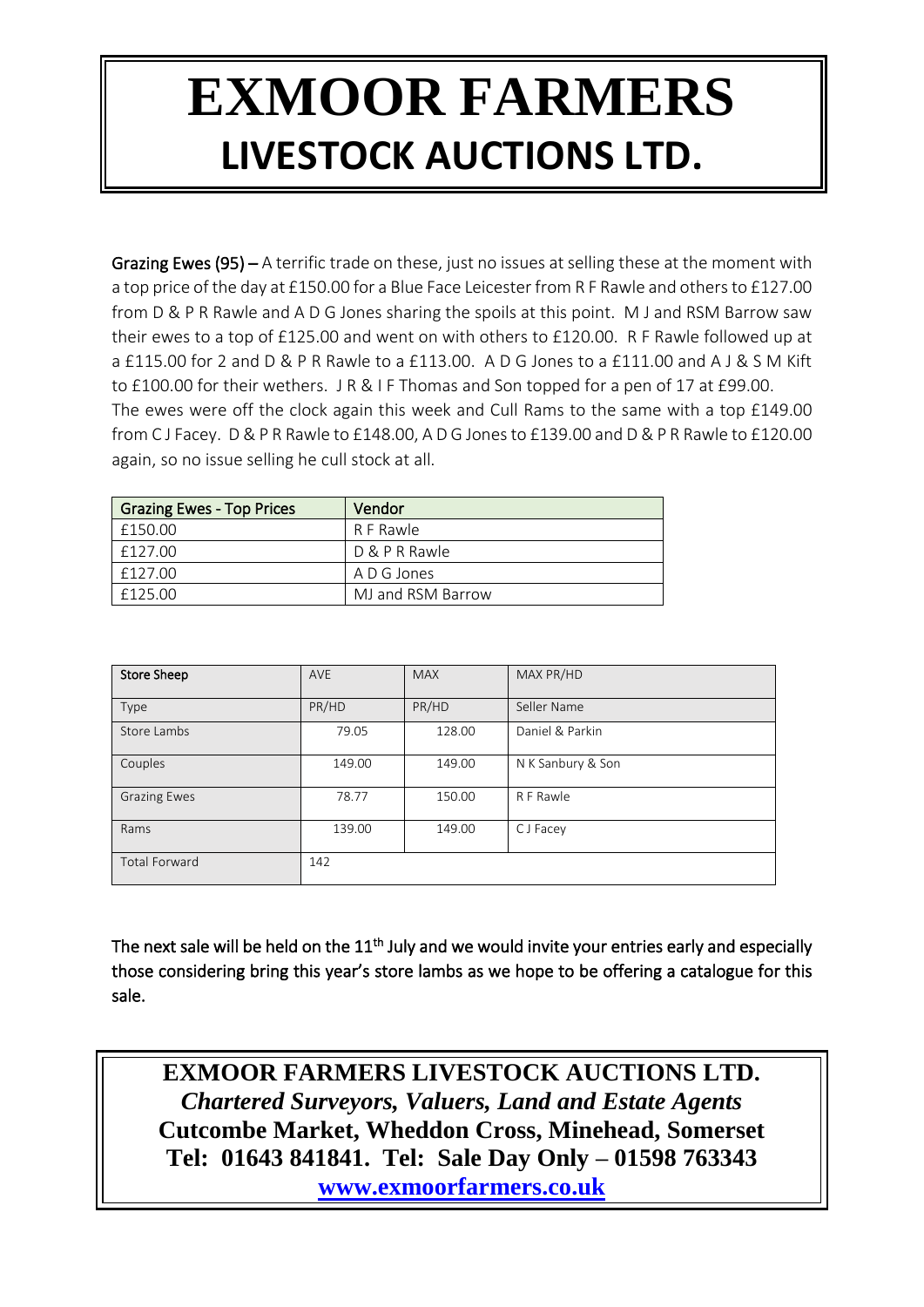# EXMOOR FARMERS
## LIVESTOCK AUCTIONS LTD.

**Grazing Ewes (95) –** A terrific trade on these, just no issues at selling these at the moment with a top price of the day at £150.00 for a Blue Face Leicester from R F Rawle and others to £127.00 from D & P R Rawle and A D G Jones sharing the spoils at this point. M J and RSM Barrow saw their ewes to a top of £125.00 and went on with others to £120.00. R F Rawle followed up at a £115.00 for 2 and D & P R Rawle to a £113.00. A D G Jones to a £111.00 and A J & S M Kift to £100.00 for their wethers. J R & I F Thomas and Son topped for a pen of 17 at £99.00.
The ewes were off the clock again this week and Cull Rams to the same with a top £149.00 from C J Facey. D & P R Rawle to £148.00, A D G Jones to £139.00 and D & P R Rawle to £120.00 again, so no issue selling he cull stock at all.

| Grazing Ewes - Top Prices | Vendor |
|---|---|
| £150.00 | R F Rawle |
| £127.00 | D & P R Rawle |
| £127.00 | A D G Jones |
| £125.00 | MJ and RSM Barrow |

| Store Sheep | AVE | MAX | MAX PR/HD |
|---|---|---|---|
| Type | PR/HD | PR/HD | Seller Name |
| Store Lambs | 79.05 | 128.00 | Daniel & Parkin |
| Couples | 149.00 | 149.00 | N K Sanbury & Son |
| Grazing Ewes | 78.77 | 150.00 | R F Rawle |
| Rams | 139.00 | 149.00 | C J Facey |
| Total Forward | 142 | | |

**The next sale will be held on the 11th July and we would invite your entries early and especially those considering bring this year's store lambs as we hope to be offering a catalogue for this sale.**

**EXMOOR FARMERS LIVESTOCK AUCTIONS LTD.**
***Chartered Surveyors, Valuers, Land and Estate Agents***
**Cutcombe Market, Wheddon Cross, Minehead, Somerset**
**Tel: 01643 841841. Tel: Sale Day Only – 01598 763343**
**www.exmoorfarmers.co.uk**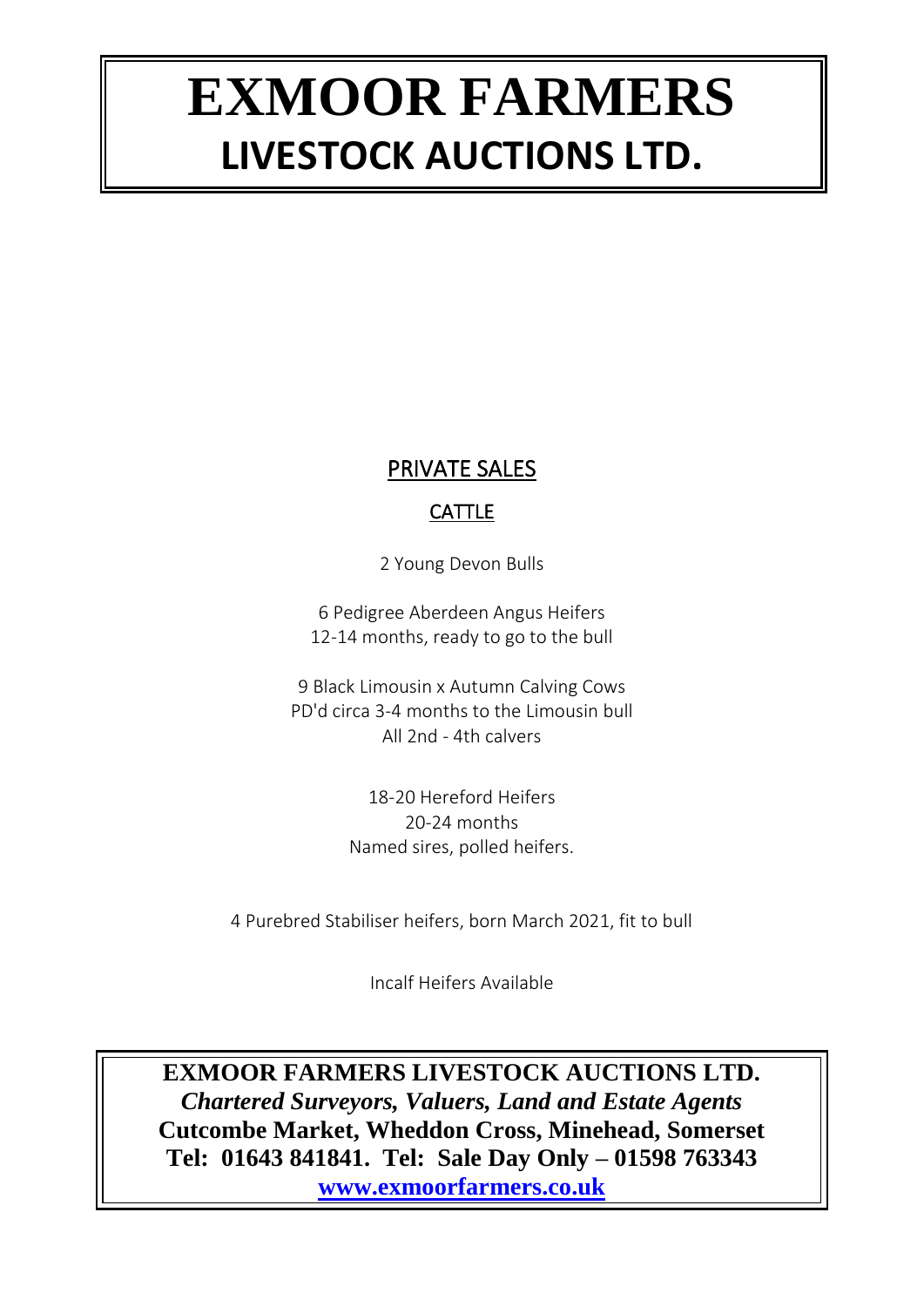# EXMOOR FARMERS
## LIVESTOCK AUCTIONS LTD.

## PRIVATE SALES

### CATTLE

2 Young Devon Bulls

6 Pedigree Aberdeen Angus Heifers
12-14 months, ready to go to the bull

9 Black Limousin x Autumn Calving Cows
PD'd circa 3-4 months to the Limousin bull
All 2nd - 4th calvers

18-20 Hereford Heifers
20-24 months
Named sires, polled heifers.

4 Purebred Stabiliser heifers, born March 2021, fit to bull

Incalf Heifers Available

**EXMOOR FARMERS LIVESTOCK AUCTIONS LTD.**
***Chartered Surveyors, Valuers, Land and Estate Agents***
**Cutcombe Market, Wheddon Cross, Minehead, Somerset**
**Tel: 01643 841841. Tel: Sale Day Only – 01598 763343**
**www.exmoorfarmers.co.uk**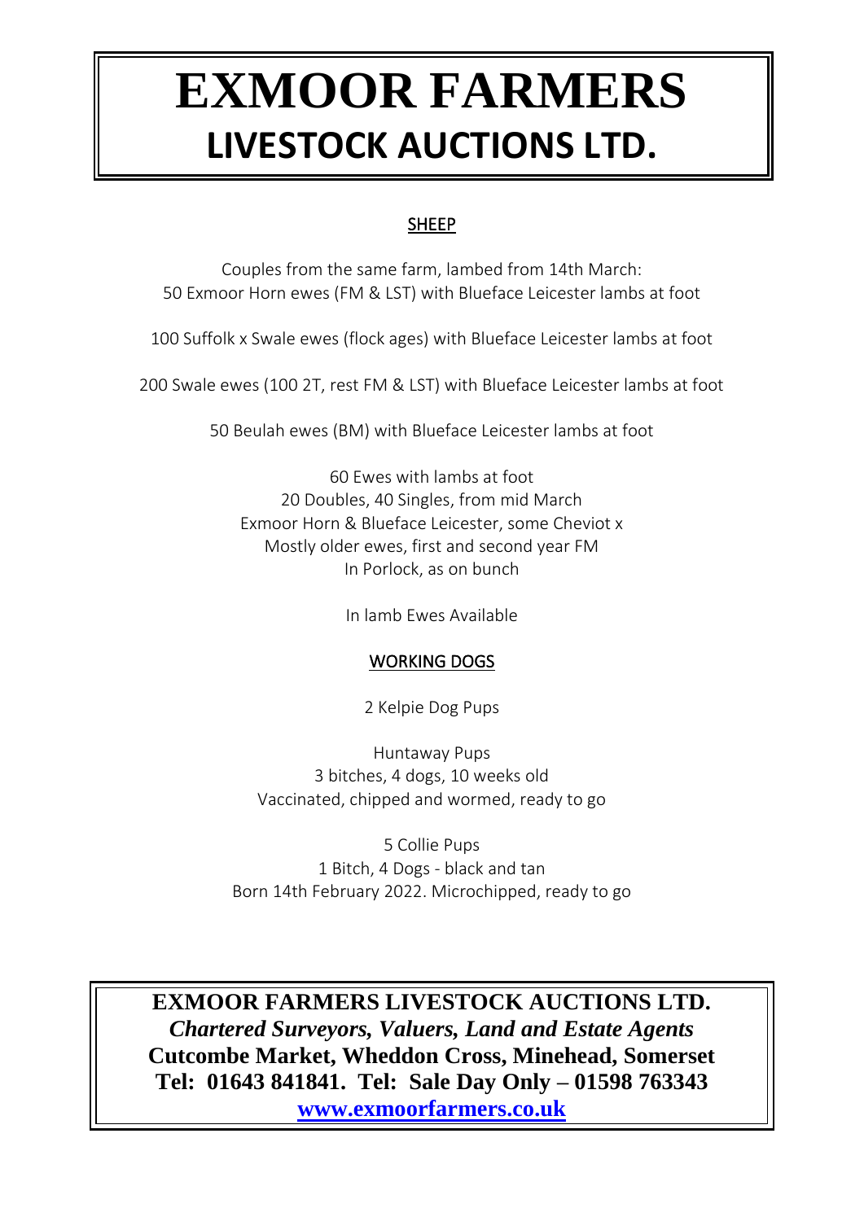# EXMOOR FARMERS
## LIVESTOCK AUCTIONS LTD.

### SHEEP

Couples from the same farm, lambed from 14th March:
50 Exmoor Horn ewes (FM & LST) with Blueface Leicester lambs at foot

100 Suffolk x Swale ewes (flock ages) with Blueface Leicester lambs at foot

200 Swale ewes (100 2T, rest FM & LST) with Blueface Leicester lambs at foot

50 Beulah ewes (BM) with Blueface Leicester lambs at foot

60 Ewes with lambs at foot
20 Doubles, 40 Singles, from mid March
Exmoor Horn & Blueface Leicester, some Cheviot x
Mostly older ewes, first and second year FM
In Porlock, as on bunch

In lamb Ewes Available

### WORKING DOGS

2 Kelpie Dog Pups

Huntaway Pups
3 bitches, 4 dogs, 10 weeks old
Vaccinated, chipped and wormed, ready to go

5 Collie Pups
1 Bitch, 4 Dogs - black and tan
Born 14th February 2022. Microchipped, ready to go

**EXMOOR FARMERS LIVESTOCK AUCTIONS LTD.**
***Chartered Surveyors, Valuers, Land and Estate Agents***
**Cutcombe Market, Wheddon Cross, Minehead, Somerset**
**Tel: 01643 841841. Tel: Sale Day Only – 01598 763343**
**www.exmoorfarmers.co.uk**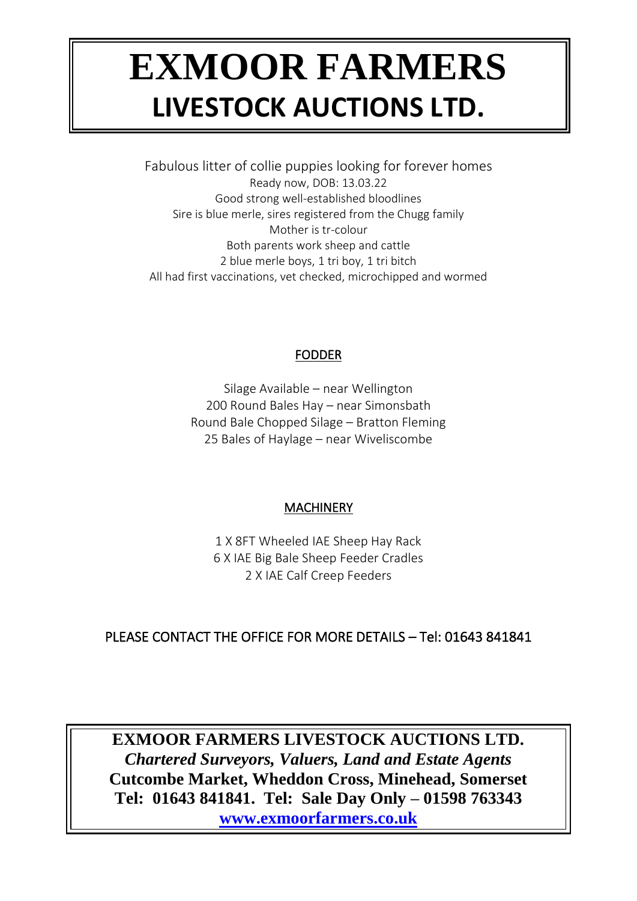# EXMOOR FARMERS
## LIVESTOCK AUCTIONS LTD.

Fabulous litter of collie puppies looking for forever homes
Ready now, DOB: 13.03.22
Good strong well-established bloodlines
Sire is blue merle, sires registered from the Chugg family
Mother is tr-colour
Both parents work sheep and cattle
2 blue merle boys, 1 tri boy, 1 tri bitch
All had first vaccinations, vet checked, microchipped and wormed

### FODDER

Silage Available – near Wellington
200 Round Bales Hay – near Simonsbath
Round Bale Chopped Silage – Bratton Fleming
25 Bales of Haylage – near Wiveliscombe

### MACHINERY

1 X 8FT Wheeled IAE Sheep Hay Rack
6 X IAE Big Bale Sheep Feeder Cradles
2 X IAE Calf Creep Feeders

PLEASE CONTACT THE OFFICE FOR MORE DETAILS – Tel: 01643 841841

**EXMOOR FARMERS LIVESTOCK AUCTIONS LTD.**
***Chartered Surveyors, Valuers, Land and Estate Agents***
**Cutcombe Market, Wheddon Cross, Minehead, Somerset**
**Tel: 01643 841841. Tel: Sale Day Only – 01598 763343**
**www.exmoorfarmers.co.uk**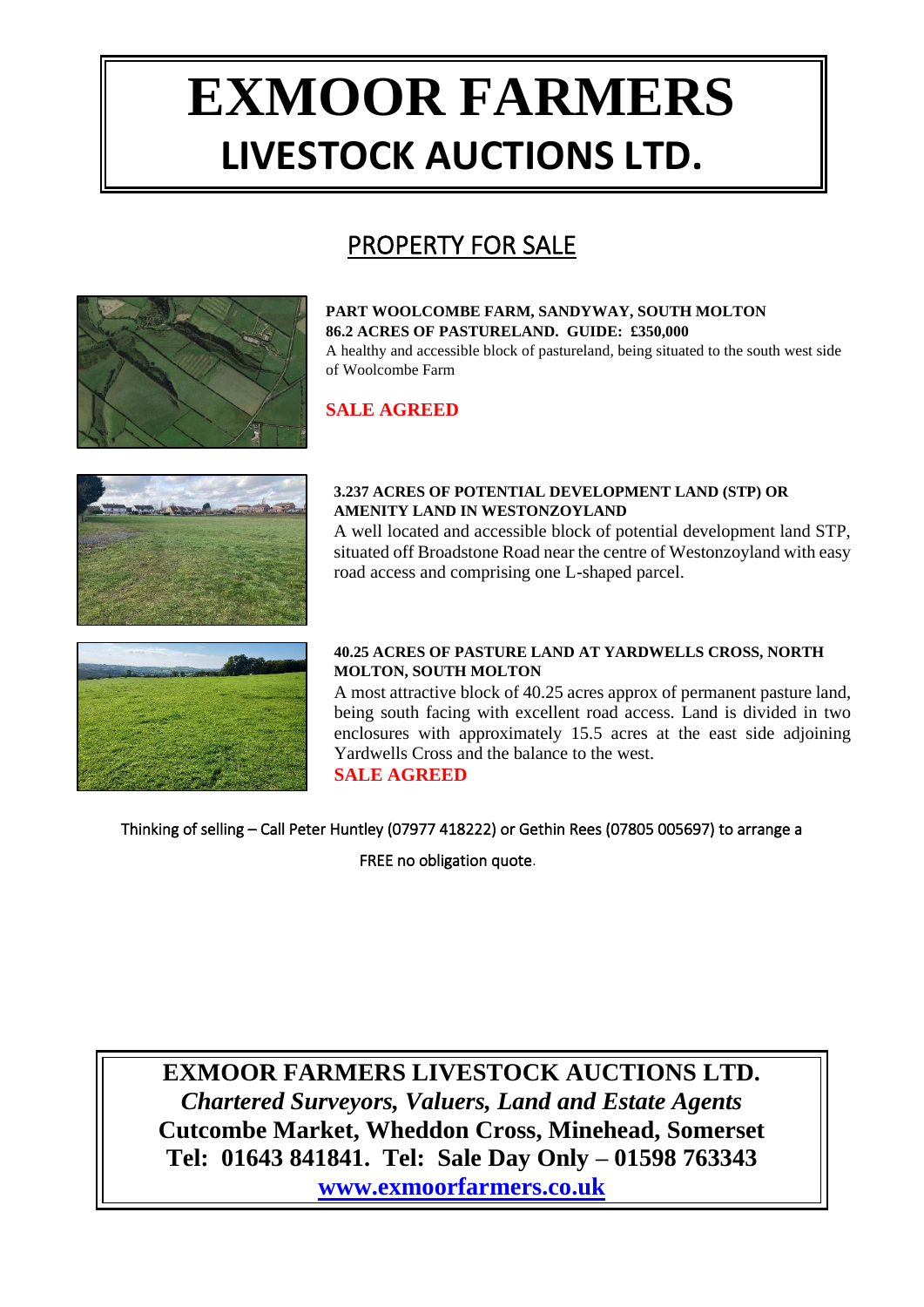# EXMOOR FARMERS
## LIVESTOCK AUCTIONS LTD.

## PROPERTY FOR SALE

**PART WOOLCOMBE FARM, SANDYWAY, SOUTH MOLTON**
**86.2 ACRES OF PASTURELAND. GUIDE: £350,000**
A healthy and accessible block of pastureland, being situated to the south west side of Woolcombe Farm

**SALE AGREED**

**3.237 ACRES OF POTENTIAL DEVELOPMENT LAND (STP) OR AMENITY LAND IN WESTONZOYLAND**
A well located and accessible block of potential development land STP, situated off Broadstone Road near the centre of Westonzoyland with easy road access and comprising one L-shaped parcel.

**40.25 ACRES OF PASTURE LAND AT YARDWELLS CROSS, NORTH MOLTON, SOUTH MOLTON**
A most attractive block of 40.25 acres approx of permanent pasture land, being south facing with excellent road access. Land is divided in two enclosures with approximately 15.5 acres at the east side adjoining Yardwells Cross and the balance to the west.
**SALE AGREED**

Thinking of selling – Call Peter Huntley (07977 418222) or Gethin Rees (07805 005697) to arrange a FREE no obligation quote.

**EXMOOR FARMERS LIVESTOCK AUCTIONS LTD.**
***Chartered Surveyors, Valuers, Land and Estate Agents***
**Cutcombe Market, Wheddon Cross, Minehead, Somerset**
**Tel: 01643 841841. Tel: Sale Day Only – 01598 763343**
**www.exmoorfarmers.co.uk**